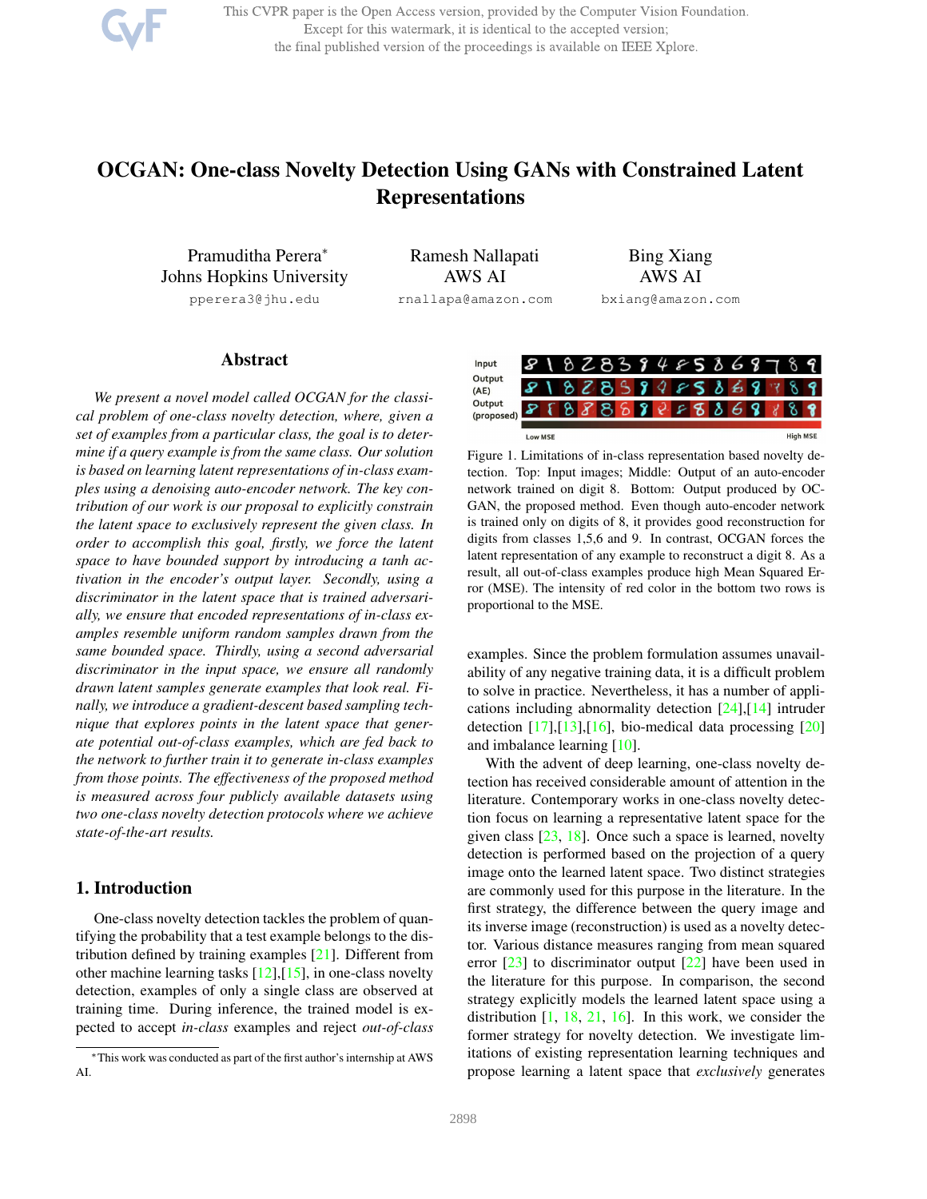# OCGAN: One-class Novelty Detection Using GANs with Constrained Latent Representations

Pramuditha Perera*
Johns Hopkins University
pperera3@jhu.edu

Ramesh Nallapati
AWS AI
rnallapa@amazon.com

Bing Xiang
AWS AI
bxiang@amazon.com

## Abstract

*We present a novel model called OCGAN for the classical problem of one-class novelty detection, where, given a set of examples from a particular class, the goal is to determine if a query example is from the same class. Our solution is based on learning latent representations of in-class examples using a denoising auto-encoder network. The key contribution of our work is our proposal to explicitly constrain the latent space to exclusively represent the given class. In order to accomplish this goal, firstly, we force the latent space to have bounded support by introducing a tanh activation in the encoder's output layer. Secondly, using a discriminator in the latent space that is trained adversarially, we ensure that encoded representations of in-class examples resemble uniform random samples drawn from the same bounded space. Thirdly, using a second adversarial discriminator in the input space, we ensure all randomly drawn latent samples generate examples that look real. Finally, we introduce a gradient-descent based sampling technique that explores points in the latent space that generate potential out-of-class examples, which are fed back to the network to further train it to generate in-class examples from those points. The effectiveness of the proposed method is measured across four publicly available datasets using two one-class novelty detection protocols where we achieve state-of-the-art results.*

## 1. Introduction

One-class novelty detection tackles the problem of quantifying the probability that a test example belongs to the distribution defined by training examples [21]. Different from other machine learning tasks [12],[15], in one-class novelty detection, examples of only a single class are observed at training time. During inference, the trained model is expected to accept *in-class* examples and reject *out-of-class* examples. Since the problem formulation assumes unavailability of any negative training data, it is a difficult problem to solve in practice. Nevertheless, it has a number of applications including abnormality detection [24],[14] intruder detection [17],[13],[16], bio-medical data processing [20] and imbalance learning [10].

Figure 1. Limitations of in-class representation based novelty detection. Top: Input images; Middle: Output of an auto-encoder network trained on digit 8. Bottom: Output produced by OCGAN, the proposed method. Even though auto-encoder network is trained only on digits of 8, it provides good reconstruction for digits from classes 1,5,6 and 9. In contrast, OCGAN forces the latent representation of any example to reconstruct a digit 8. As a result, all out-of-class examples produce high Mean Squared Error (MSE). The intensity of red color in the bottom two rows is proportional to the MSE.

With the advent of deep learning, one-class novelty detection has received considerable amount of attention in the literature. Contemporary works in one-class novelty detection focus on learning a representative latent space for the given class [23, 18]. Once such a space is learned, novelty detection is performed based on the projection of a query image onto the learned latent space. Two distinct strategies are commonly used for this purpose in the literature. In the first strategy, the difference between the query image and its inverse image (reconstruction) is used as a novelty detector. Various distance measures ranging from mean squared error [23] to discriminator output [22] have been used in the literature for this purpose. In comparison, the second strategy explicitly models the learned latent space using a distribution [1, 18, 21, 16]. In this work, we consider the former strategy for novelty detection. We investigate limitations of existing representation learning techniques and propose learning a latent space that *exclusively* generates

*This work was conducted as part of the first author's internship at AWS AI.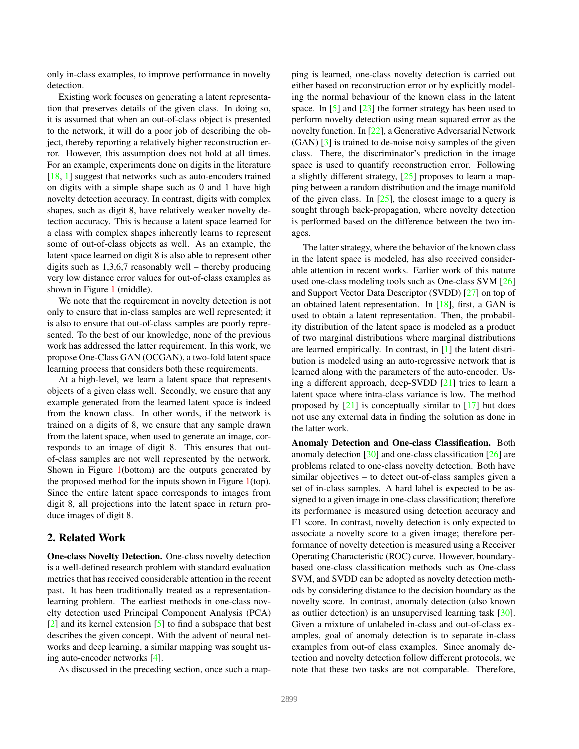only in-class examples, to improve performance in novelty detection.

Existing work focuses on generating a latent representation that preserves details of the given class. In doing so, it is assumed that when an out-of-class object is presented to the network, it will do a poor job of describing the object, thereby reporting a relatively higher reconstruction error. However, this assumption does not hold at all times. For an example, experiments done on digits in the literature [18, 1] suggest that networks such as auto-encoders trained on digits with a simple shape such as 0 and 1 have high novelty detection accuracy. In contrast, digits with complex shapes, such as digit 8, have relatively weaker novelty detection accuracy. This is because a latent space learned for a class with complex shapes inherently learns to represent some of out-of-class objects as well. As an example, the latent space learned on digit 8 is also able to represent other digits such as 1,3,6,7 reasonably well – thereby producing very low distance error values for out-of-class examples as shown in Figure 1 (middle).

We note that the requirement in novelty detection is not only to ensure that in-class samples are well represented; it is also to ensure that out-of-class samples are poorly represented. To the best of our knowledge, none of the previous work has addressed the latter requirement. In this work, we propose One-Class GAN (OCGAN), a two-fold latent space learning process that considers both these requirements.

At a high-level, we learn a latent space that represents objects of a given class well. Secondly, we ensure that any example generated from the learned latent space is indeed from the known class. In other words, if the network is trained on a digits of 8, we ensure that any sample drawn from the latent space, when used to generate an image, corresponds to an image of digit 8. This ensures that out-of-class samples are not well represented by the network. Shown in Figure 1(bottom) are the outputs generated by the proposed method for the inputs shown in Figure 1(top). Since the entire latent space corresponds to images from digit 8, all projections into the latent space in return produce images of digit 8.

## 2. Related Work

**One-class Novelty Detection.** One-class novelty detection is a well-defined research problem with standard evaluation metrics that has received considerable attention in the recent past. It has been traditionally treated as a representation-learning problem. The earliest methods in one-class novelty detection used Principal Component Analysis (PCA) [2] and its kernel extension [5] to find a subspace that best describes the given concept. With the advent of neural networks and deep learning, a similar mapping was sought using auto-encoder networks [4].

As discussed in the preceding section, once such a mapping is learned, one-class novelty detection is carried out either based on reconstruction error or by explicitly modeling the normal behaviour of the known class in the latent space. In [5] and [23] the former strategy has been used to perform novelty detection using mean squared error as the novelty function. In [22], a Generative Adversarial Network (GAN) [3] is trained to de-noise noisy samples of the given class. There, the discriminator's prediction in the image space is used to quantify reconstruction error. Following a slightly different strategy, [25] proposes to learn a mapping between a random distribution and the image manifold of the given class. In [25], the closest image to a query is sought through back-propagation, where novelty detection is performed based on the difference between the two images.

The latter strategy, where the behavior of the known class in the latent space is modeled, has also received considerable attention in recent works. Earlier work of this nature used one-class modeling tools such as One-class SVM [26] and Support Vector Data Descriptor (SVDD) [27] on top of an obtained latent representation. In [18], first, a GAN is used to obtain a latent representation. Then, the probability distribution of the latent space is modeled as a product of two marginal distributions where marginal distributions are learned empirically. In contrast, in [1] the latent distribution is modeled using an auto-regressive network that is learned along with the parameters of the auto-encoder. Using a different approach, deep-SVDD [21] tries to learn a latent space where intra-class variance is low. The method proposed by [21] is conceptually similar to [17] but does not use any external data in finding the solution as done in the latter work.

**Anomaly Detection and One-class Classification.** Both anomaly detection [30] and one-class classification [26] are problems related to one-class novelty detection. Both have similar objectives – to detect out-of-class samples given a set of in-class samples. A hard label is expected to be assigned to a given image in one-class classification; therefore its performance is measured using detection accuracy and F1 score. In contrast, novelty detection is only expected to associate a novelty score to a given image; therefore performance of novelty detection is measured using a Receiver Operating Characteristic (ROC) curve. However, boundary-based one-class classification methods such as One-class SVM, and SVDD can be adopted as novelty detection methods by considering distance to the decision boundary as the novelty score. In contrast, anomaly detection (also known as outlier detection) is an unsupervised learning task [30]. Given a mixture of unlabeled in-class and out-of-class examples, goal of anomaly detection is to separate in-class examples from out-of class examples. Since anomaly detection and novelty detection follow different protocols, we note that these two tasks are not comparable. Therefore,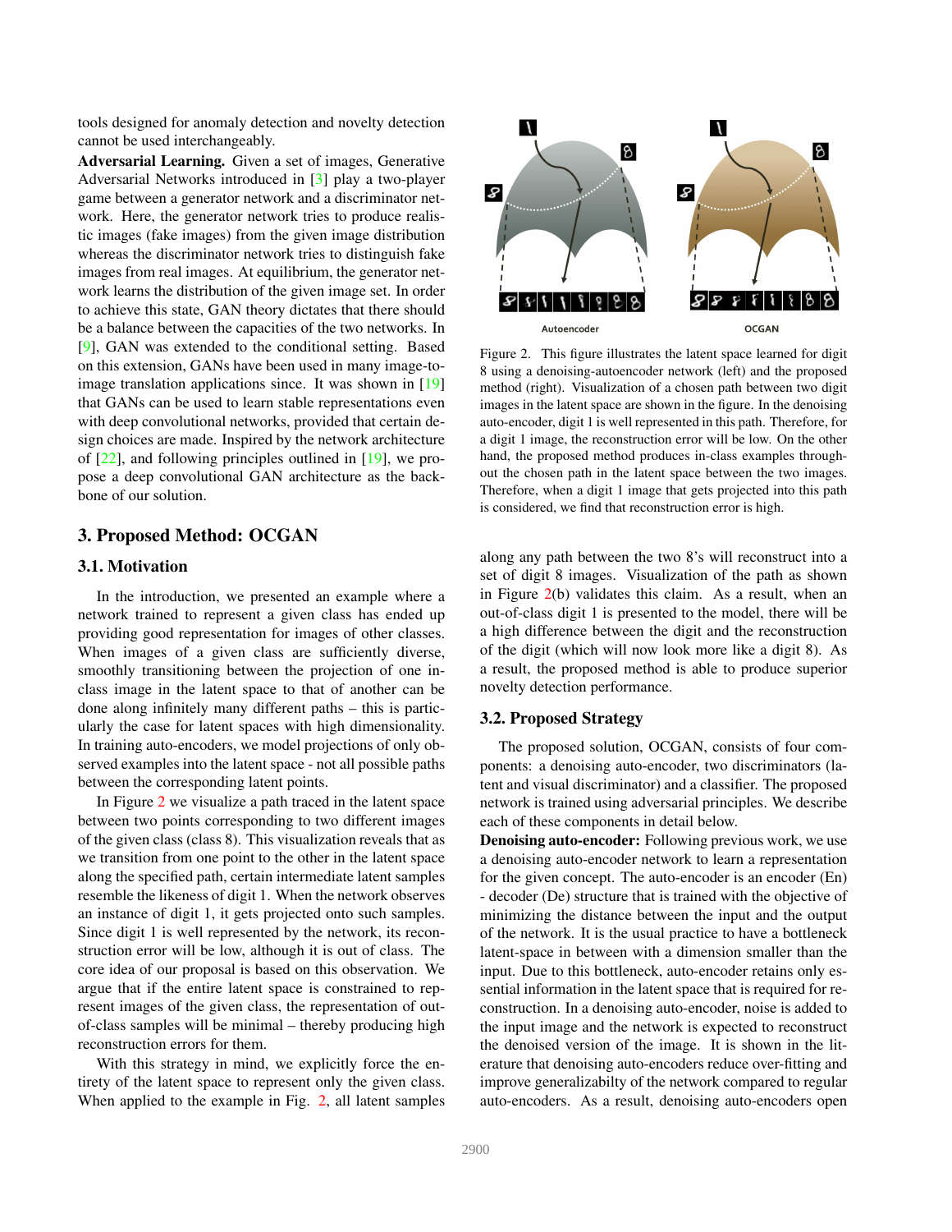tools designed for anomaly detection and novelty detection cannot be used interchangeably.

**Adversarial Learning.** Given a set of images, Generative Adversarial Networks introduced in [3] play a two-player game between a generator network and a discriminator network. Here, the generator network tries to produce realistic images (fake images) from the given image distribution whereas the discriminator network tries to distinguish fake images from real images. At equilibrium, the generator network learns the distribution of the given image set. In order to achieve this state, GAN theory dictates that there should be a balance between the capacities of the two networks. In [9], GAN was extended to the conditional setting. Based on this extension, GANs have been used in many image-to-image translation applications since. It was shown in [19] that GANs can be used to learn stable representations even with deep convolutional networks, provided that certain design choices are made. Inspired by the network architecture of [22], and following principles outlined in [19], we propose a deep convolutional GAN architecture as the backbone of our solution.

## 3. Proposed Method: OCGAN

### 3.1. Motivation

In the introduction, we presented an example where a network trained to represent a given class has ended up providing good representation for images of other classes. When images of a given class are sufficiently diverse, smoothly transitioning between the projection of one in-class image in the latent space to that of another can be done along infinitely many different paths – this is particularly the case for latent spaces with high dimensionality. In training auto-encoders, we model projections of only observed examples into the latent space - not all possible paths between the corresponding latent points.

In Figure 2 we visualize a path traced in the latent space between two points corresponding to two different images of the given class (class 8). This visualization reveals that as we transition from one point to the other in the latent space along the specified path, certain intermediate latent samples resemble the likeness of digit 1. When the network observes an instance of digit 1, it gets projected onto such samples. Since digit 1 is well represented by the network, its reconstruction error will be low, although it is out of class. The core idea of our proposal is based on this observation. We argue that if the entire latent space is constrained to represent images of the given class, the representation of out-of-class samples will be minimal – thereby producing high reconstruction errors for them.

With this strategy in mind, we explicitly force the entirety of the latent space to represent only the given class. When applied to the example in Fig. 2, all latent samples along any path between the two 8's will reconstruct into a set of digit 8 images. Visualization of the path as shown in Figure 2(b) validates this claim. As a result, when an out-of-class digit 1 is presented to the model, there will be a high difference between the digit and the reconstruction of the digit (which will now look more like a digit 8). As a result, the proposed method is able to produce superior novelty detection performance.

Figure 2. This figure illustrates the latent space learned for digit 8 using a denoising-autoencoder network (left) and the proposed method (right). Visualization of a chosen path between two digit images in the latent space are shown in the figure. In the denoising auto-encoder, digit 1 is well represented in this path. Therefore, for a digit 1 image, the reconstruction error will be low. On the other hand, the proposed method produces in-class examples throughout the chosen path in the latent space between the two images. Therefore, when a digit 1 image that gets projected into this path is considered, we find that reconstruction error is high.

### 3.2. Proposed Strategy

The proposed solution, OCGAN, consists of four components: a denoising auto-encoder, two discriminators (latent and visual discriminator) and a classifier. The proposed network is trained using adversarial principles. We describe each of these components in detail below.

**Denoising auto-encoder:** Following previous work, we use a denoising auto-encoder network to learn a representation for the given concept. The auto-encoder is an encoder (En) - decoder (De) structure that is trained with the objective of minimizing the distance between the input and the output of the network. It is the usual practice to have a bottleneck latent-space in between with a dimension smaller than the input. Due to this bottleneck, auto-encoder retains only essential information in the latent space that is required for reconstruction. In a denoising auto-encoder, noise is added to the input image and the network is expected to reconstruct the denoised version of the image. It is shown in the literature that denoising auto-encoders reduce over-fitting and improve generalizabilty of the network compared to regular auto-encoders. As a result, denoising auto-encoders open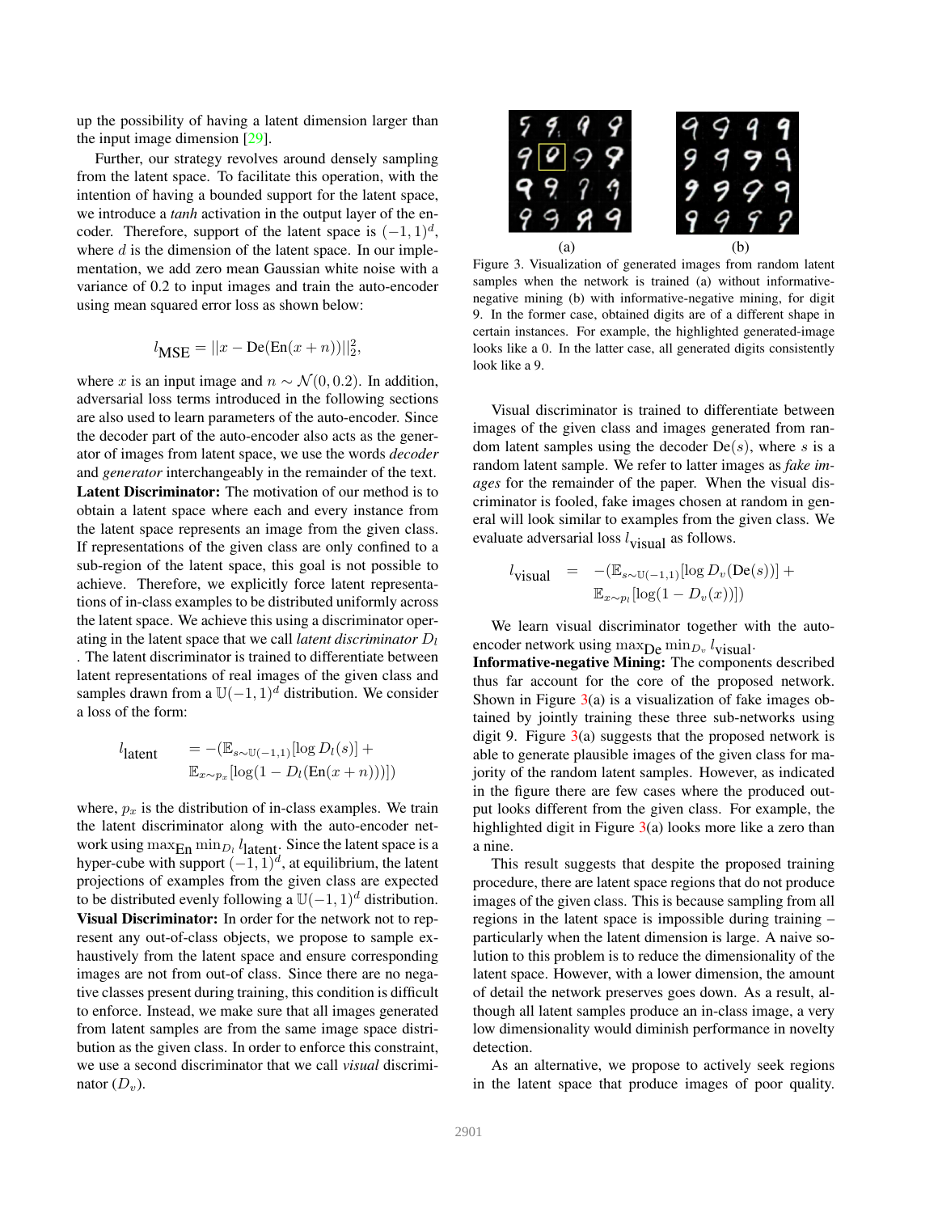up the possibility of having a latent dimension larger than the input image dimension [29].

Further, our strategy revolves around densely sampling from the latent space. To facilitate this operation, with the intention of having a bounded support for the latent space, we introduce a *tanh* activation in the output layer of the encoder. Therefore, support of the latent space is $(-1, 1)^d$, where $d$ is the dimension of the latent space. In our implementation, we add zero mean Gaussian white noise with a variance of 0.2 to input images and train the auto-encoder using mean squared error loss as shown below:

$$l_{\text{MSE}} = ||x - \text{De}(\text{En}(x + n))||_2^2,$$

where $x$ is an input image and $n \sim \mathcal{N}(0, 0.2)$. In addition, adversarial loss terms introduced in the following sections are also used to learn parameters of the auto-encoder. Since the decoder part of the auto-encoder also acts as the generator of images from latent space, we use the words *decoder* and *generator* interchangeably in the remainder of the text.

**Latent Discriminator:** The motivation of our method is to obtain a latent space where each and every instance from the latent space represents an image from the given class. If representations of the given class are only confined to a sub-region of the latent space, this goal is not possible to achieve. Therefore, we explicitly force latent representations of in-class examples to be distributed uniformly across the latent space. We achieve this using a discriminator operating in the latent space that we call *latent discriminator* $D_l$. The latent discriminator is trained to differentiate between latent representations of real images of the given class and samples drawn from a $\mathbb{U}(-1, 1)^d$ distribution. We consider a loss of the form:

$$\begin{aligned} l_{\text{latent}} \quad &= -(\mathbb{E}_{s \sim \mathbb{U}(-1,1)}[\log D_l(s)] + \\ &\mathbb{E}_{x \sim p_x}[\log(1 - D_l(\text{En}(x + n)))]) \end{aligned}$$

where, $p_x$ is the distribution of in-class examples. We train the latent discriminator along with the auto-encoder network using $\max_{\text{En}} \min_{D_l} l_{\text{latent}}$. Since the latent space is a hyper-cube with support $(-1, 1)^d$, at equilibrium, the latent projections of examples from the given class are expected to be distributed evenly following a $\mathbb{U}(-1, 1)^d$ distribution.

**Visual Discriminator:** In order for the network not to represent any out-of-class objects, we propose to sample exhaustively from the latent space and ensure corresponding images are not from out-of class. Since there are no negative classes present during training, this condition is difficult to enforce. Instead, we make sure that all images generated from latent samples are from the same image space distribution as the given class. In order to enforce this constraint, we use a second discriminator that we call *visual* discriminator ($D_v$).

Figure 3. Visualization of generated images from random latent samples when the network is trained (a) without informative-negative mining (b) with informative-negative mining, for digit 9. In the former case, obtained digits are of a different shape in certain instances. For example, the highlighted generated-image looks like a 0. In the latter case, all generated digits consistently look like a 9.

Visual discriminator is trained to differentiate between images of the given class and images generated from random latent samples using the decoder $\text{De}(s)$, where $s$ is a random latent sample. We refer to latter images as *fake images* for the remainder of the paper. When the visual discriminator is fooled, fake images chosen at random in general will look similar to examples from the given class. We evaluate adversarial loss $l_{\text{visual}}$ as follows.

$$\begin{aligned} l_{\text{visual}} \quad = \quad &-(\mathbb{E}_{s \sim \mathbb{U}(-1,1)}[\log D_v(\text{De}(s))] + \\ &\mathbb{E}_{x \sim p_l}[\log(1 - D_v(x))]) \end{aligned}$$

We learn visual discriminator together with the auto-encoder network using $\max_{\text{De}} \min_{D_v} l_{\text{visual}}$.

**Informative-negative Mining:** The components described thus far account for the core of the proposed network. Shown in Figure 3(a) is a visualization of fake images obtained by jointly training these three sub-networks using digit 9. Figure 3(a) suggests that the proposed network is able to generate plausible images of the given class for majority of the random latent samples. However, as indicated in the figure there are few cases where the produced output looks different from the given class. For example, the highlighted digit in Figure 3(a) looks more like a zero than a nine.

This result suggests that despite the proposed training procedure, there are latent space regions that do not produce images of the given class. This is because sampling from all regions in the latent space is impossible during training – particularly when the latent dimension is large. A naive solution to this problem is to reduce the dimensionality of the latent space. However, with a lower dimension, the amount of detail the network preserves goes down. As a result, although all latent samples produce an in-class image, a very low dimensionality would diminish performance in novelty detection.

As an alternative, we propose to actively seek regions in the latent space that produce images of poor quality.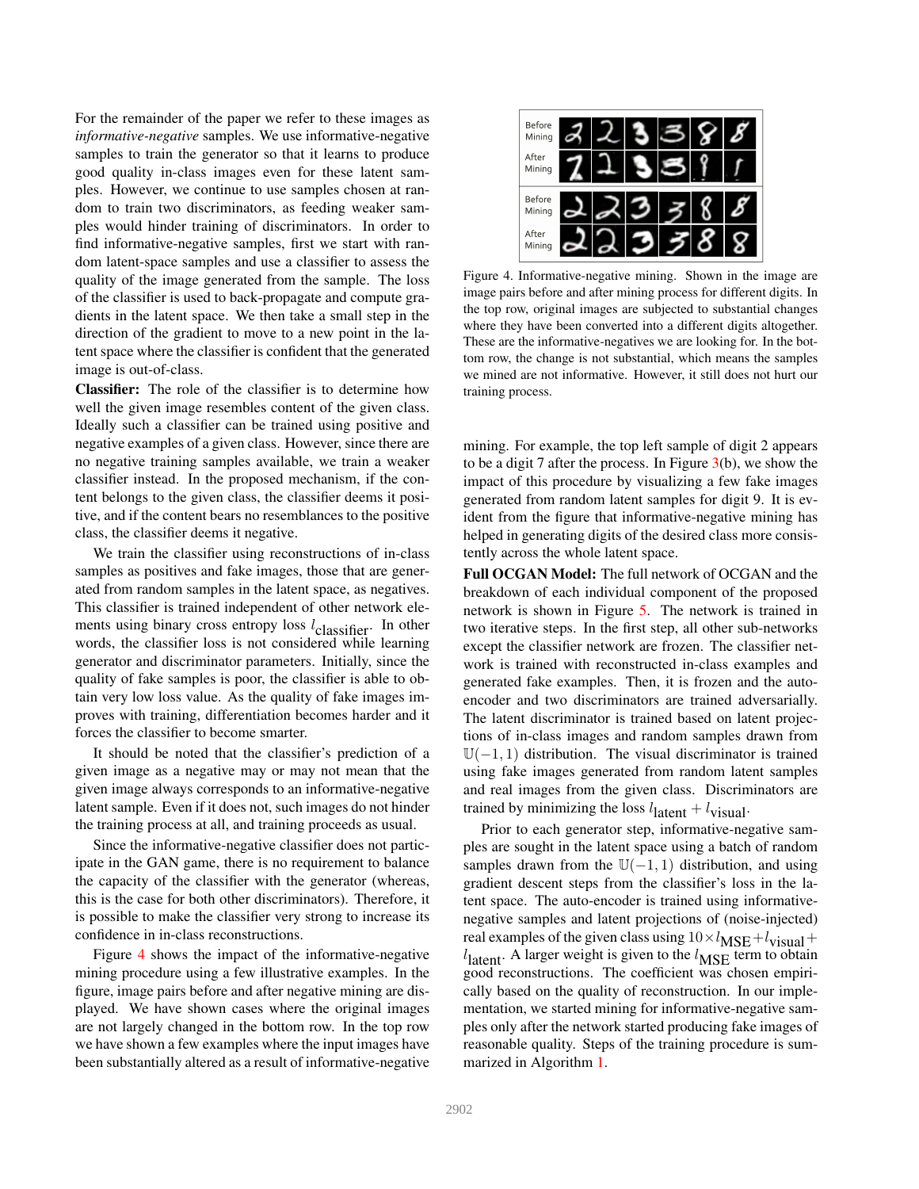For the remainder of the paper we refer to these images as *informative-negative* samples. We use informative-negative samples to train the generator so that it learns to produce good quality in-class images even for these latent samples. However, we continue to use samples chosen at random to train two discriminators, as feeding weaker samples would hinder training of discriminators. In order to find informative-negative samples, first we start with random latent-space samples and use a classifier to assess the quality of the image generated from the sample. The loss of the classifier is used to back-propagate and compute gradients in the latent space. We then take a small step in the direction of the gradient to move to a new point in the latent space where the classifier is confident that the generated image is out-of-class.

**Classifier:** The role of the classifier is to determine how well the given image resembles content of the given class. Ideally such a classifier can be trained using positive and negative examples of a given class. However, since there are no negative training samples available, we train a weaker classifier instead. In the proposed mechanism, if the content belongs to the given class, the classifier deems it positive, and if the content bears no resemblances to the positive class, the classifier deems it negative.

We train the classifier using reconstructions of in-class samples as positives and fake images, those that are generated from random samples in the latent space, as negatives. This classifier is trained independent of other network elements using binary cross entropy loss $l_{\text{classifier}}$. In other words, the classifier loss is not considered while learning generator and discriminator parameters. Initially, since the quality of fake samples is poor, the classifier is able to obtain very low loss value. As the quality of fake images improves with training, differentiation becomes harder and it forces the classifier to become smarter.

It should be noted that the classifier's prediction of a given image as a negative may or may not mean that the given image always corresponds to an informative-negative latent sample. Even if it does not, such images do not hinder the training process at all, and training proceeds as usual.

Since the informative-negative classifier does not participate in the GAN game, there is no requirement to balance the capacity of the classifier with the generator (whereas, this is the case for both other discriminators). Therefore, it is possible to make the classifier very strong to increase its confidence in in-class reconstructions.

Figure 4 shows the impact of the informative-negative mining procedure using a few illustrative examples. In the figure, image pairs before and after negative mining are displayed. We have shown cases where the original images are not largely changed in the bottom row. In the top row we have shown a few examples where the input images have been substantially altered as a result of informative-negative mining. For example, the top left sample of digit 2 appears to be a digit 7 after the process. In Figure 3(b), we show the impact of this procedure by visualizing a few fake images generated from random latent samples for digit 9. It is evident from the figure that informative-negative mining has helped in generating digits of the desired class more consistently across the whole latent space.

Figure 4. Informative-negative mining. Shown in the image are image pairs before and after mining process for different digits. In the top row, original images are subjected to substantial changes where they have been converted into a different digits altogether. These are the informative-negatives we are looking for. In the bottom row, the change is not substantial, which means the samples we mined are not informative. However, it still does not hurt our training process.

**Full OCGAN Model:** The full network of OCGAN and the breakdown of each individual component of the proposed network is shown in Figure 5. The network is trained in two iterative steps. In the first step, all other sub-networks except the classifier network are frozen. The classifier network is trained with reconstructed in-class examples and generated fake examples. Then, it is frozen and the auto-encoder and two discriminators are trained adversarially. The latent discriminator is trained based on latent projections of in-class images and random samples drawn from $\mathbb{U}(-1,1)$ distribution. The visual discriminator is trained using fake images generated from random latent samples and real images from the given class. Discriminators are trained by minimizing the loss $l_{\text{latent}} + l_{\text{visual}}$.

Prior to each generator step, informative-negative samples are sought in the latent space using a batch of random samples drawn from the $\mathbb{U}(-1,1)$ distribution, and using gradient descent steps from the classifier's loss in the latent space. The auto-encoder is trained using informative-negative samples and latent projections of (noise-injected) real examples of the given class using $10 \times l_{\text{MSE}} + l_{\text{visual}} + l_{\text{latent}}$. A larger weight is given to the $l_{\text{MSE}}$ term to obtain good reconstructions. The coefficient was chosen empirically based on the quality of reconstruction. In our implementation, we started mining for informative-negative samples only after the network started producing fake images of reasonable quality. Steps of the training procedure is summarized in Algorithm 1.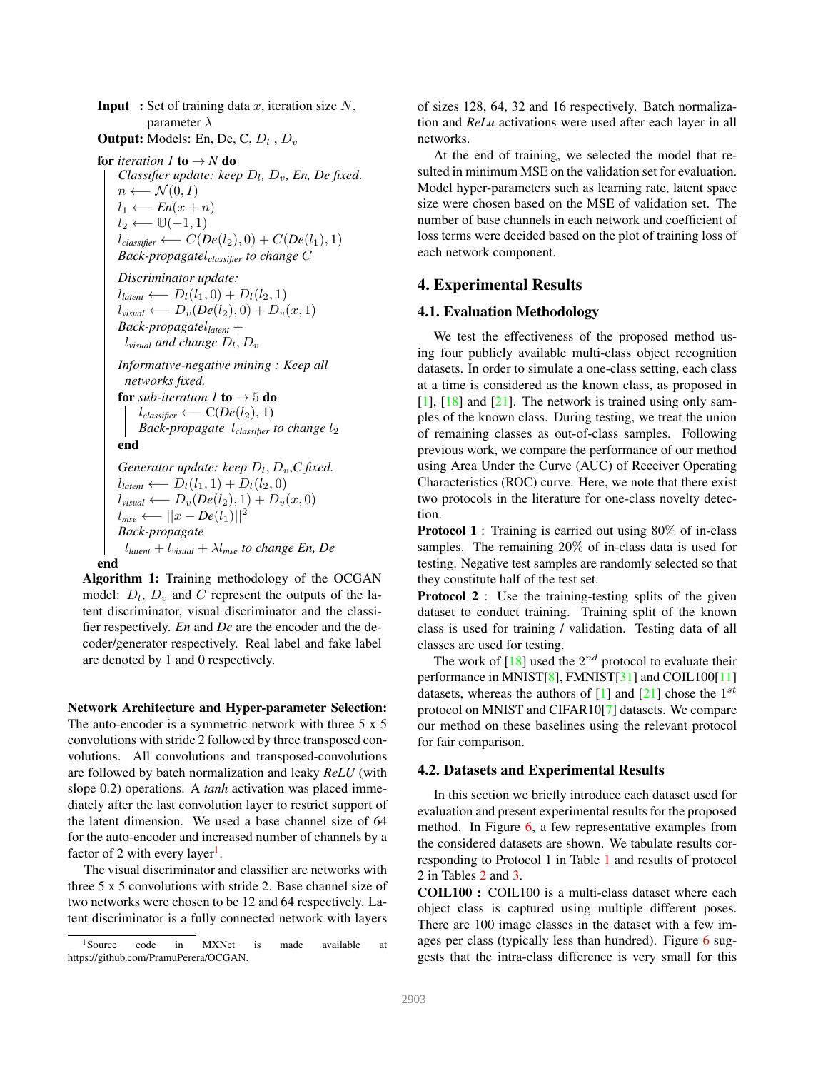**Input :** Set of training data $x$, iteration size $N$, parameter $\lambda$

**Output:** Models: En, De, C, $D_l$ , $D_v$

**for** *iteration 1* **to** $\rightarrow N$ **do**

*Classifier update: keep $D_l$, $D_v$, En, De fixed.*

$n \longleftarrow \mathcal{N}(0, I)$

$l_1 \longleftarrow \textit{En}(x + n)$

$l_2 \longleftarrow \mathbb{U}(-1, 1)$

$l_{classifier} \longleftarrow C(\textit{De}(l_2), 0) + C(\textit{De}(l_1), 1)$

*Back-propagate$l_{classifier}$ to change $C$*

*Discriminator update:*

$l_{latent} \longleftarrow D_l(l_1, 0) + D_l(l_2, 1)$

$l_{visual} \longleftarrow D_v(\textit{De}(l_2), 0) + D_v(x, 1)$

*Back-propagate$l_{latent}$ + $l_{visual}$ and change $D_l$, $D_v$*

*Informative-negative mining : Keep all networks fixed.*

**for** *sub-iteration 1* **to** $\rightarrow 5$ **do**

$l_{classifier} \longleftarrow$ C($\textit{De}(l_2)$, 1)

*Back-propagate $l_{classifier}$ to change $l_2$*

**end**

*Generator update: keep $D_l$, $D_v$,C fixed.*

$l_{latent} \longleftarrow D_l(l_1, 1) + D_l(l_2, 0)$

$l_{visual} \longleftarrow D_v(\textit{De}(l_2), 1) + D_v(x, 0)$

$l_{mse} \longleftarrow ||x - \textit{De}(l_1)||^2$

*Back-propagate $l_{latent} + l_{visual} + \lambda l_{mse}$ to change En, De*

**end**

**Algorithm 1:** Training methodology of the OCGAN model: $D_l$, $D_v$ and $C$ represent the outputs of the latent discriminator, visual discriminator and the classifier respectively. *En* and *De* are the encoder and the decoder/generator respectively. Real label and fake label are denoted by 1 and 0 respectively.

**Network Architecture and Hyper-parameter Selection:** The auto-encoder is a symmetric network with three 5 x 5 convolutions with stride 2 followed by three transposed convolutions. All convolutions and transposed-convolutions are followed by batch normalization and leaky *ReLU* (with slope 0.2) operations. A *tanh* activation was placed immediately after the last convolution layer to restrict support of the latent dimension. We used a base channel size of 64 for the auto-encoder and increased number of channels by a factor of 2 with every layer[1].

The visual discriminator and classifier are networks with three 5 x 5 convolutions with stride 2. Base channel size of two networks were chosen to be 12 and 64 respectively. Latent discriminator is a fully connected network with layers of sizes 128, 64, 32 and 16 respectively. Batch normalization and *ReLu* activations were used after each layer in all networks.

At the end of training, we selected the model that resulted in minimum MSE on the validation set for evaluation. Model hyper-parameters such as learning rate, latent space size were chosen based on the MSE of validation set. The number of base channels in each network and coefficient of loss terms were decided based on the plot of training loss of each network component.

[1] Source code in MXNet is made available at https://github.com/PramuPerera/OCGAN.

## 4. Experimental Results

### 4.1. Evaluation Methodology

We test the effectiveness of the proposed method using four publicly available multi-class object recognition datasets. In order to simulate a one-class setting, each class at a time is considered as the known class, as proposed in [1], [18] and [21]. The network is trained using only samples of the known class. During testing, we treat the union of remaining classes as out-of-class samples. Following previous work, we compare the performance of our method using Area Under the Curve (AUC) of Receiver Operating Characteristics (ROC) curve. Here, we note that there exist two protocols in the literature for one-class novelty detection.

**Protocol 1** : Training is carried out using 80% of in-class samples. The remaining 20% of in-class data is used for testing. Negative test samples are randomly selected so that they constitute half of the test set.

**Protocol 2** : Use the training-testing splits of the given dataset to conduct training. Training split of the known class is used for training / validation. Testing data of all classes are used for testing.

The work of [18] used the $2^{nd}$ protocol to evaluate their performance in MNIST[8], FMNIST[31] and COIL100[11] datasets, whereas the authors of [1] and [21] chose the $1^{st}$ protocol on MNIST and CIFAR10[7] datasets. We compare our method on these baselines using the relevant protocol for fair comparison.

### 4.2. Datasets and Experimental Results

In this section we briefly introduce each dataset used for evaluation and present experimental results for the proposed method. In Figure 6, a few representative examples from the considered datasets are shown. We tabulate results corresponding to Protocol 1 in Table 1 and results of protocol 2 in Tables 2 and 3.

**COIL100 :** COIL100 is a multi-class dataset where each object class is captured using multiple different poses. There are 100 image classes in the dataset with a few images per class (typically less than hundred). Figure 6 suggests that the intra-class difference is very small for this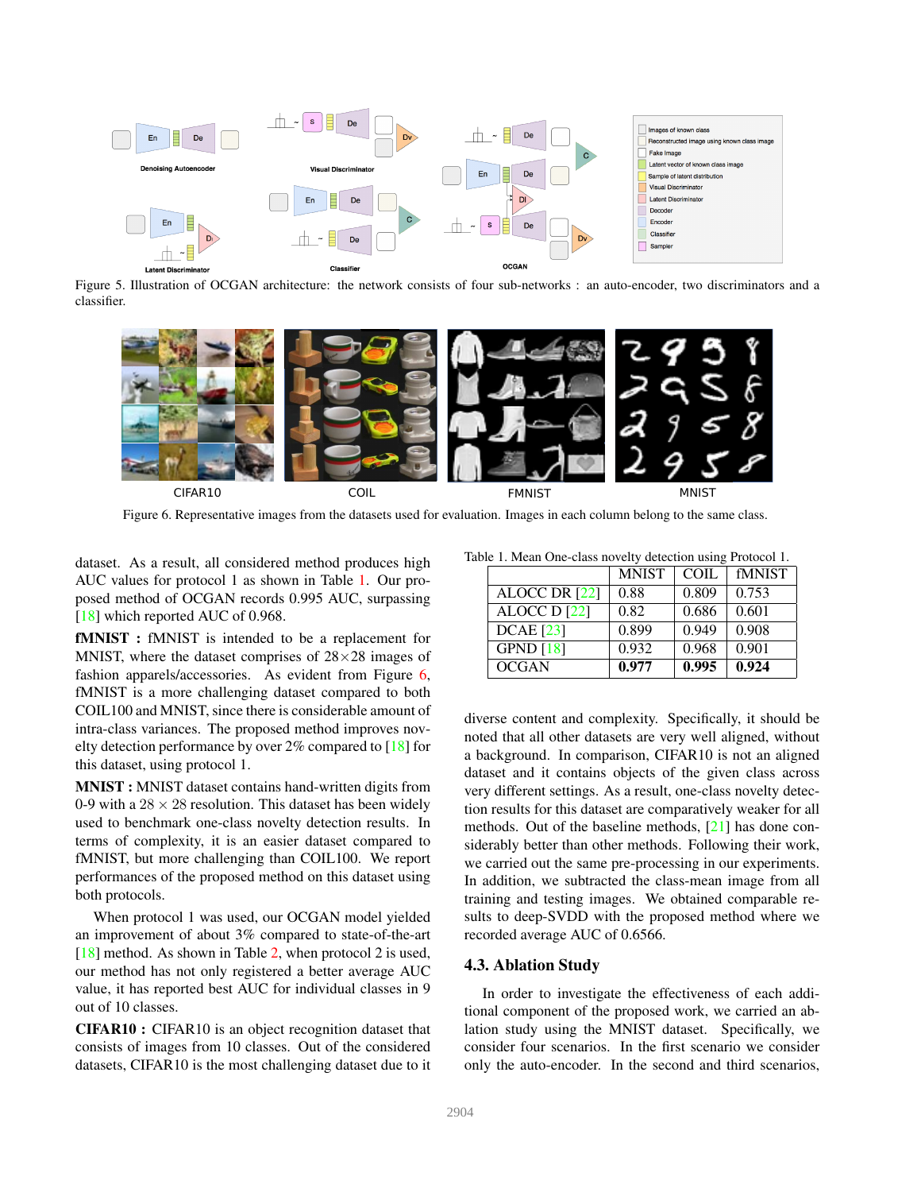Figure 5. Illustration of OCGAN architecture: the network consists of four sub-networks : an auto-encoder, two discriminators and a classifier.

Figure 6. Representative images from the datasets used for evaluation. Images in each column belong to the same class.

dataset. As a result, all considered method produces high AUC values for protocol 1 as shown in Table 1. Our proposed method of OCGAN records 0.995 AUC, surpassing [18] which reported AUC of 0.968.

**fMNIST :** fMNIST is intended to be a replacement for MNIST, where the dataset comprises of 28×28 images of fashion apparels/accessories. As evident from Figure 6, fMNIST is a more challenging dataset compared to both COIL100 and MNIST, since there is considerable amount of intra-class variances. The proposed method improves novelty detection performance by over 2% compared to [18] for this dataset, using protocol 1.

**MNIST :** MNIST dataset contains hand-written digits from 0-9 with a $28 \times 28$ resolution. This dataset has been widely used to benchmark one-class novelty detection results. In terms of complexity, it is an easier dataset compared to fMNIST, but more challenging than COIL100. We report performances of the proposed method on this dataset using both protocols.

When protocol 1 was used, our OCGAN model yielded an improvement of about 3% compared to state-of-the-art [18] method. As shown in Table 2, when protocol 2 is used, our method has not only registered a better average AUC value, it has reported best AUC for individual classes in 9 out of 10 classes.

**CIFAR10 :** CIFAR10 is an object recognition dataset that consists of images from 10 classes. Out of the considered datasets, CIFAR10 is the most challenging dataset due to it diverse content and complexity. Specifically, it should be noted that all other datasets are very well aligned, without a background. In comparison, CIFAR10 is not an aligned dataset and it contains objects of the given class across very different settings. As a result, one-class novelty detection results for this dataset are comparatively weaker for all methods. Out of the baseline methods, [21] has done considerably better than other methods. Following their work, we carried out the same pre-processing in our experiments. In addition, we subtracted the class-mean image from all training and testing images. We obtained comparable results to deep-SVDD with the proposed method where we recorded average AUC of 0.6566.

Table 1. Mean One-class novelty detection using Protocol 1.

| | MNIST | COIL | fMNIST |
|---|---|---|---|
| ALOCC DR [22] | 0.88 | 0.809 | 0.753 |
| ALOCC D [22] | 0.82 | 0.686 | 0.601 |
| DCAE [23] | 0.899 | 0.949 | 0.908 |
| GPND [18] | 0.932 | 0.968 | 0.901 |
| OCGAN | **0.977** | **0.995** | **0.924** |

### 4.3. Ablation Study

In order to investigate the effectiveness of each additional component of the proposed work, we carried out an ablation study using the MNIST dataset. Specifically, we consider four scenarios. In the first scenario we consider only the auto-encoder. In the second and third scenarios,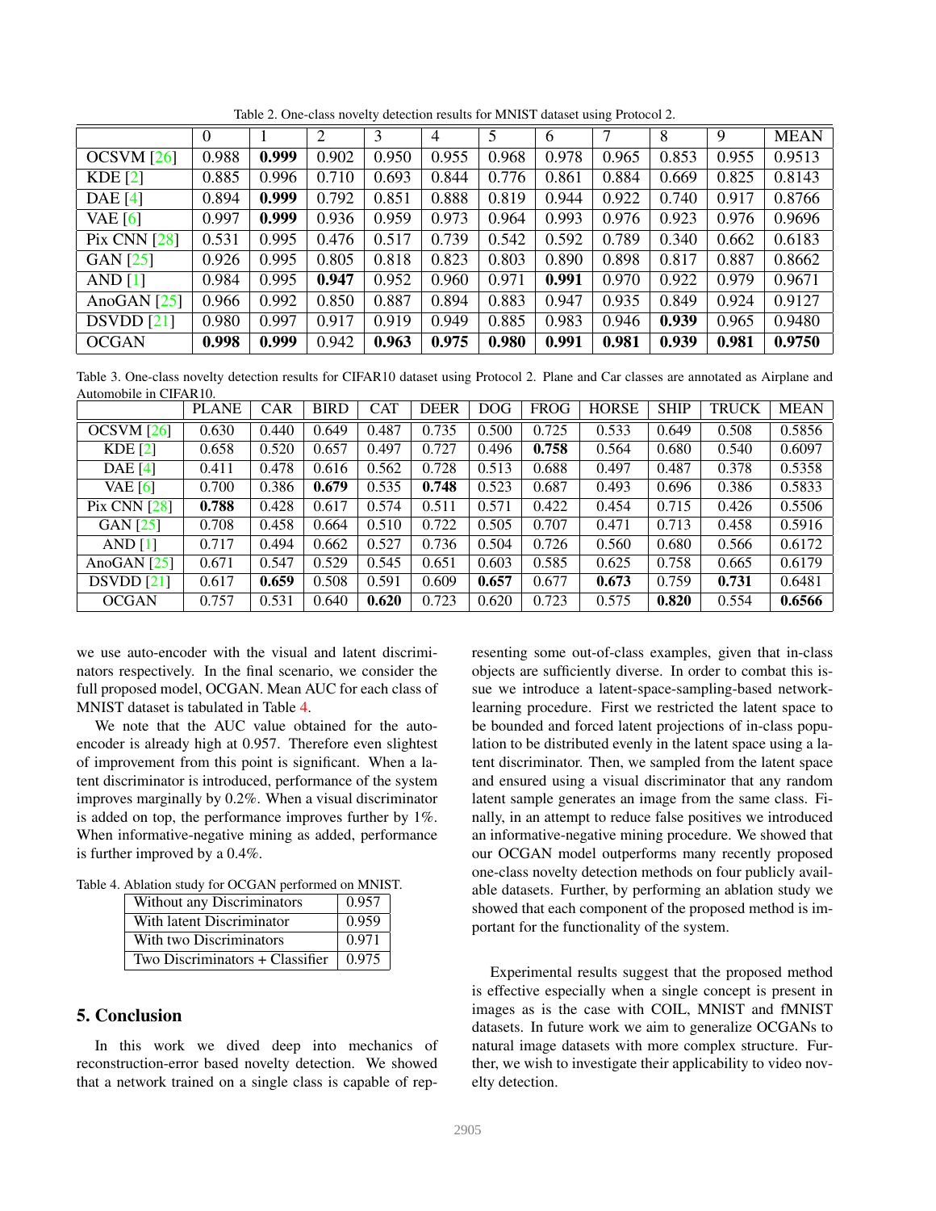Table 2. One-class novelty detection results for MNIST dataset using Protocol 2.

| | 0 | 1 | 2 | 3 | 4 | 5 | 6 | 7 | 8 | 9 | MEAN |
|---|---|---|---|---|---|---|---|---|---|---|---|
| OCSVM [26] | 0.988 | **0.999** | 0.902 | 0.950 | 0.955 | 0.968 | 0.978 | 0.965 | 0.853 | 0.955 | 0.9513 |
| KDE [2] | 0.885 | 0.996 | 0.710 | 0.693 | 0.844 | 0.776 | 0.861 | 0.884 | 0.669 | 0.825 | 0.8143 |
| DAE [4] | 0.894 | **0.999** | 0.792 | 0.851 | 0.888 | 0.819 | 0.944 | 0.922 | 0.740 | 0.917 | 0.8766 |
| VAE [6] | 0.997 | **0.999** | 0.936 | 0.959 | 0.973 | 0.964 | 0.993 | 0.976 | 0.923 | 0.976 | 0.9696 |
| Pix CNN [28] | 0.531 | 0.995 | 0.476 | 0.517 | 0.739 | 0.542 | 0.592 | 0.789 | 0.340 | 0.662 | 0.6183 |
| GAN [25] | 0.926 | 0.995 | 0.805 | 0.818 | 0.823 | 0.803 | 0.890 | 0.898 | 0.817 | 0.887 | 0.8662 |
| AND [1] | 0.984 | 0.995 | **0.947** | 0.952 | 0.960 | 0.971 | **0.991** | 0.970 | 0.922 | 0.979 | 0.9671 |
| AnoGAN [25] | 0.966 | 0.992 | 0.850 | 0.887 | 0.894 | 0.883 | 0.947 | 0.935 | 0.849 | 0.924 | 0.9127 |
| DSVDD [21] | 0.980 | 0.997 | 0.917 | 0.919 | 0.949 | 0.885 | 0.983 | 0.946 | **0.939** | 0.965 | 0.9480 |
| OCGAN | **0.998** | **0.999** | 0.942 | **0.963** | **0.975** | **0.980** | **0.991** | **0.981** | **0.939** | **0.981** | **0.9750** |

Table 3. One-class novelty detection results for CIFAR10 dataset using Protocol 2. Plane and Car classes are annotated as Airplane and Automobile in CIFAR10.

| | PLANE | CAR | BIRD | CAT | DEER | DOG | FROG | HORSE | SHIP | TRUCK | MEAN |
|---|---|---|---|---|---|---|---|---|---|---|---|
| OCSVM [26] | 0.630 | 0.440 | 0.649 | 0.487 | 0.735 | 0.500 | 0.725 | 0.533 | 0.649 | 0.508 | 0.5856 |
| KDE [2] | 0.658 | 0.520 | 0.657 | 0.497 | 0.727 | 0.496 | **0.758** | 0.564 | 0.680 | 0.540 | 0.6097 |
| DAE [4] | 0.411 | 0.478 | 0.616 | 0.562 | 0.728 | 0.513 | 0.688 | 0.497 | 0.487 | 0.378 | 0.5358 |
| VAE [6] | 0.700 | 0.386 | **0.679** | 0.535 | **0.748** | 0.523 | 0.687 | 0.493 | 0.696 | 0.386 | 0.5833 |
| Pix CNN [28] | **0.788** | 0.428 | 0.617 | 0.574 | 0.511 | 0.571 | 0.422 | 0.454 | 0.715 | 0.426 | 0.5506 |
| GAN [25] | 0.708 | 0.458 | 0.664 | 0.510 | 0.722 | 0.505 | 0.707 | 0.471 | 0.713 | 0.458 | 0.5916 |
| AND [1] | 0.717 | 0.494 | 0.662 | 0.527 | 0.736 | 0.504 | 0.726 | 0.560 | 0.680 | 0.566 | 0.6172 |
| AnoGAN [25] | 0.671 | 0.547 | 0.529 | 0.545 | 0.651 | 0.603 | 0.585 | 0.625 | 0.758 | 0.665 | 0.6179 |
| DSVDD [21] | 0.617 | **0.659** | 0.508 | 0.591 | 0.609 | **0.657** | 0.677 | **0.673** | 0.759 | **0.731** | 0.6481 |
| OCGAN | 0.757 | 0.531 | 0.640 | **0.620** | 0.723 | 0.620 | 0.723 | 0.575 | **0.820** | 0.554 | **0.6566** |

we use auto-encoder with the visual and latent discriminators respectively. In the final scenario, we consider the full proposed model, OCGAN. Mean AUC for each class of MNIST dataset is tabulated in Table 4.

We note that the AUC value obtained for the auto-encoder is already high at 0.957. Therefore even slightest of improvement from this point is significant. When a latent discriminator is introduced, performance of the system improves marginally by 0.2%. When a visual discriminator is added on top, the performance improves further by 1%. When informative-negative mining as added, performance is further improved by a 0.4%.

Table 4. Ablation study for OCGAN performed on MNIST.

| | |
|---|---|
| Without any Discriminators | 0.957 |
| With latent Discriminator | 0.959 |
| With two Discriminators | 0.971 |
| Two Discriminators + Classifier | 0.975 |

## 5. Conclusion

In this work we dived deep into mechanics of reconstruction-error based novelty detection. We showed that a network trained on a single class is capable of representing some out-of-class examples, given that in-class objects are sufficiently diverse. In order to combat this issue we introduce a latent-space-sampling-based network-learning procedure. First we restricted the latent space to be bounded and forced latent projections of in-class population to be distributed evenly in the latent space using a latent discriminator. Then, we sampled from the latent space and ensured using a visual discriminator that any random latent sample generates an image from the same class. Finally, in an attempt to reduce false positives we introduced an informative-negative mining procedure. We showed that our OCGAN model outperforms many recently proposed one-class novelty detection methods on four publicly available datasets. Further, by performing an ablation study we showed that each component of the proposed method is important for the functionality of the system.

Experimental results suggest that the proposed method is effective especially when a single concept is present in images as is the case with COIL, MNIST and fMNIST datasets. In future work we aim to generalize OCGANs to natural image datasets with more complex structure. Further, we wish to investigate their applicability to video novelty detection.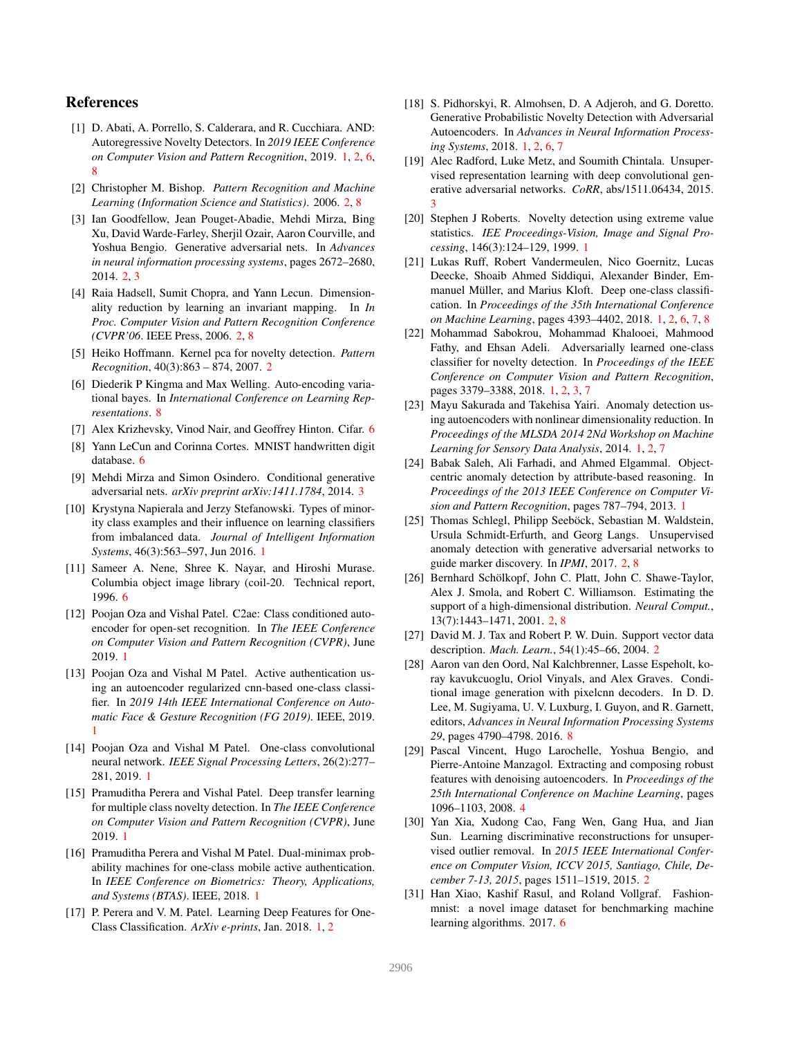## References

[1] D. Abati, A. Porrello, S. Calderara, and R. Cucchiara. AND: Autoregressive Novelty Detectors. In *2019 IEEE Conference on Computer Vision and Pattern Recognition*, 2019. 1, 2, 6, 8

[2] Christopher M. Bishop. *Pattern Recognition and Machine Learning (Information Science and Statistics)*. 2006. 2, 8

[3] Ian Goodfellow, Jean Pouget-Abadie, Mehdi Mirza, Bing Xu, David Warde-Farley, Sherjil Ozair, Aaron Courville, and Yoshua Bengio. Generative adversarial nets. In *Advances in neural information processing systems*, pages 2672–2680, 2014. 2, 3

[4] Raia Hadsell, Sumit Chopra, and Yann Lecun. Dimensionality reduction by learning an invariant mapping. In *In Proc. Computer Vision and Pattern Recognition Conference (CVPR'06*. IEEE Press, 2006. 2, 8

[5] Heiko Hoffmann. Kernel pca for novelty detection. *Pattern Recognition*, 40(3):863 – 874, 2007. 2

[6] Diederik P Kingma and Max Welling. Auto-encoding variational bayes. In *International Conference on Learning Representations*. 8

[7] Alex Krizhevsky, Vinod Nair, and Geoffrey Hinton. Cifar. 6

[8] Yann LeCun and Corinna Cortes. MNIST handwritten digit database. 6

[9] Mehdi Mirza and Simon Osindero. Conditional generative adversarial nets. *arXiv preprint arXiv:1411.1784*, 2014. 3

[10] Krystyna Napierala and Jerzy Stefanowski. Types of minority class examples and their influence on learning classifiers from imbalanced data. *Journal of Intelligent Information Systems*, 46(3):563–597, Jun 2016. 1

[11] Sameer A. Nene, Shree K. Nayar, and Hiroshi Murase. Columbia object image library (coil-20. Technical report, 1996. 6

[12] Poojan Oza and Vishal Patel. C2ae: Class conditioned autoencoder for open-set recognition. In *The IEEE Conference on Computer Vision and Pattern Recognition (CVPR)*, June 2019. 1

[13] Poojan Oza and Vishal M Patel. Active authentication using an autoencoder regularized cnn-based one-class classifier. In *2019 14th IEEE International Conference on Automatic Face & Gesture Recognition (FG 2019)*. IEEE, 2019. 1

[14] Poojan Oza and Vishal M Patel. One-class convolutional neural network. *IEEE Signal Processing Letters*, 26(2):277–281, 2019. 1

[15] Pramuditha Perera and Vishal Patel. Deep transfer learning for multiple class novelty detection. In *The IEEE Conference on Computer Vision and Pattern Recognition (CVPR)*, June 2019. 1

[16] Pramuditha Perera and Vishal M Patel. Dual-minimax probability machines for one-class mobile active authentication. In *IEEE Conference on Biometrics: Theory, Applications, and Systems (BTAS)*. IEEE, 2018. 1

[17] P. Perera and V. M. Patel. Learning Deep Features for One-Class Classification. *ArXiv e-prints*, Jan. 2018. 1, 2

[18] S. Pidhorskyi, R. Almohsen, D. A Adjeroh, and G. Doretto. Generative Probabilistic Novelty Detection with Adversarial Autoencoders. In *Advances in Neural Information Processing Systems*, 2018. 1, 2, 6, 7

[19] Alec Radford, Luke Metz, and Soumith Chintala. Unsupervised representation learning with deep convolutional generative adversarial networks. *CoRR*, abs/1511.06434, 2015. 3

[20] Stephen J Roberts. Novelty detection using extreme value statistics. *IEE Proceedings-Vision, Image and Signal Processing*, 146(3):124–129, 1999. 1

[21] Lukas Ruff, Robert Vandermeulen, Nico Goernitz, Lucas Deecke, Shoaib Ahmed Siddiqui, Alexander Binder, Emmanuel Müller, and Marius Kloft. Deep one-class classification. In *Proceedings of the 35th International Conference on Machine Learning*, pages 4393–4402, 2018. 1, 2, 6, 7, 8

[22] Mohammad Sabokrou, Mohammad Khalooei, Mahmood Fathy, and Ehsan Adeli. Adversarially learned one-class classifier for novelty detection. In *Proceedings of the IEEE Conference on Computer Vision and Pattern Recognition*, pages 3379–3388, 2018. 1, 2, 3, 7

[23] Mayu Sakurada and Takehisa Yairi. Anomaly detection using autoencoders with nonlinear dimensionality reduction. In *Proceedings of the MLSDA 2014 2Nd Workshop on Machine Learning for Sensory Data Analysis*, 2014. 1, 2, 7

[24] Babak Saleh, Ali Farhadi, and Ahmed Elgammal. Object-centric anomaly detection by attribute-based reasoning. In *Proceedings of the 2013 IEEE Conference on Computer Vision and Pattern Recognition*, pages 787–794, 2013. 1

[25] Thomas Schlegl, Philipp Seeböck, Sebastian M. Waldstein, Ursula Schmidt-Erfurth, and Georg Langs. Unsupervised anomaly detection with generative adversarial networks to guide marker discovery. In *IPMI*, 2017. 2, 8

[26] Bernhard Schölkopf, John C. Platt, John C. Shawe-Taylor, Alex J. Smola, and Robert C. Williamson. Estimating the support of a high-dimensional distribution. *Neural Comput.*, 13(7):1443–1471, 2001. 2, 8

[27] David M. J. Tax and Robert P. W. Duin. Support vector data description. *Mach. Learn.*, 54(1):45–66, 2004. 2

[28] Aaron van den Oord, Nal Kalchbrenner, Lasse Espeholt, koray kavukcuoglu, Oriol Vinyals, and Alex Graves. Conditional image generation with pixelcnn decoders. In D. D. Lee, M. Sugiyama, U. V. Luxburg, I. Guyon, and R. Garnett, editors, *Advances in Neural Information Processing Systems 29*, pages 4790–4798. 2016. 8

[29] Pascal Vincent, Hugo Larochelle, Yoshua Bengio, and Pierre-Antoine Manzagol. Extracting and composing robust features with denoising autoencoders. In *Proceedings of the 25th International Conference on Machine Learning*, pages 1096–1103, 2008. 4

[30] Yan Xia, Xudong Cao, Fang Wen, Gang Hua, and Jian Sun. Learning discriminative reconstructions for unsupervised outlier removal. In *2015 IEEE International Conference on Computer Vision, ICCV 2015, Santiago, Chile, December 7-13, 2015*, pages 1511–1519, 2015. 2

[31] Han Xiao, Kashif Rasul, and Roland Vollgraf. Fashion-mnist: a novel image dataset for benchmarking machine learning algorithms. 2017. 6